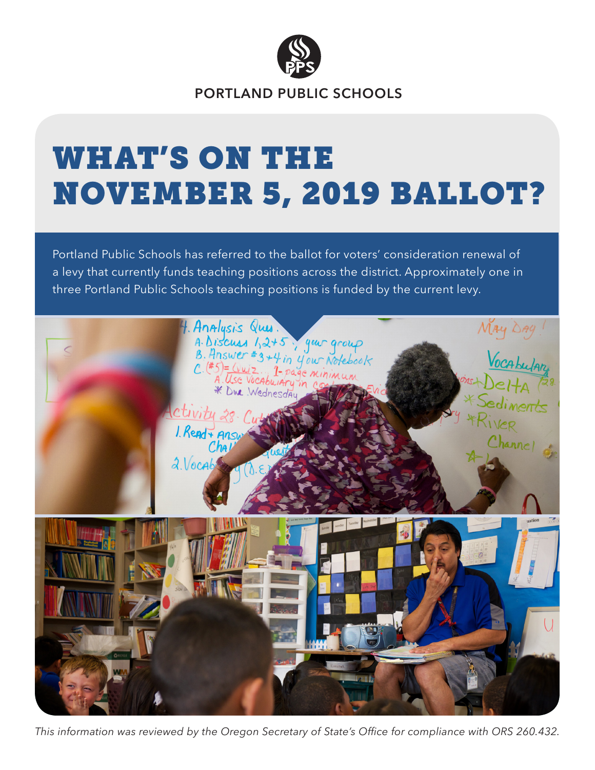PORTLAND PUBLIC SCHOOLS

# WHAT'S ON THE NOVEMBER 5, 2019 BALLOT?

Portland Public Schools has referred to the ballot for voters' consideration renewal of a levy that currently funds teaching positions across the district. Approximately one in three Portland Public Schools teaching positions is funded by the current levy.

*This information was reviewed by the Oregon Secretary of State's Office for compliance with ORS 260.432.*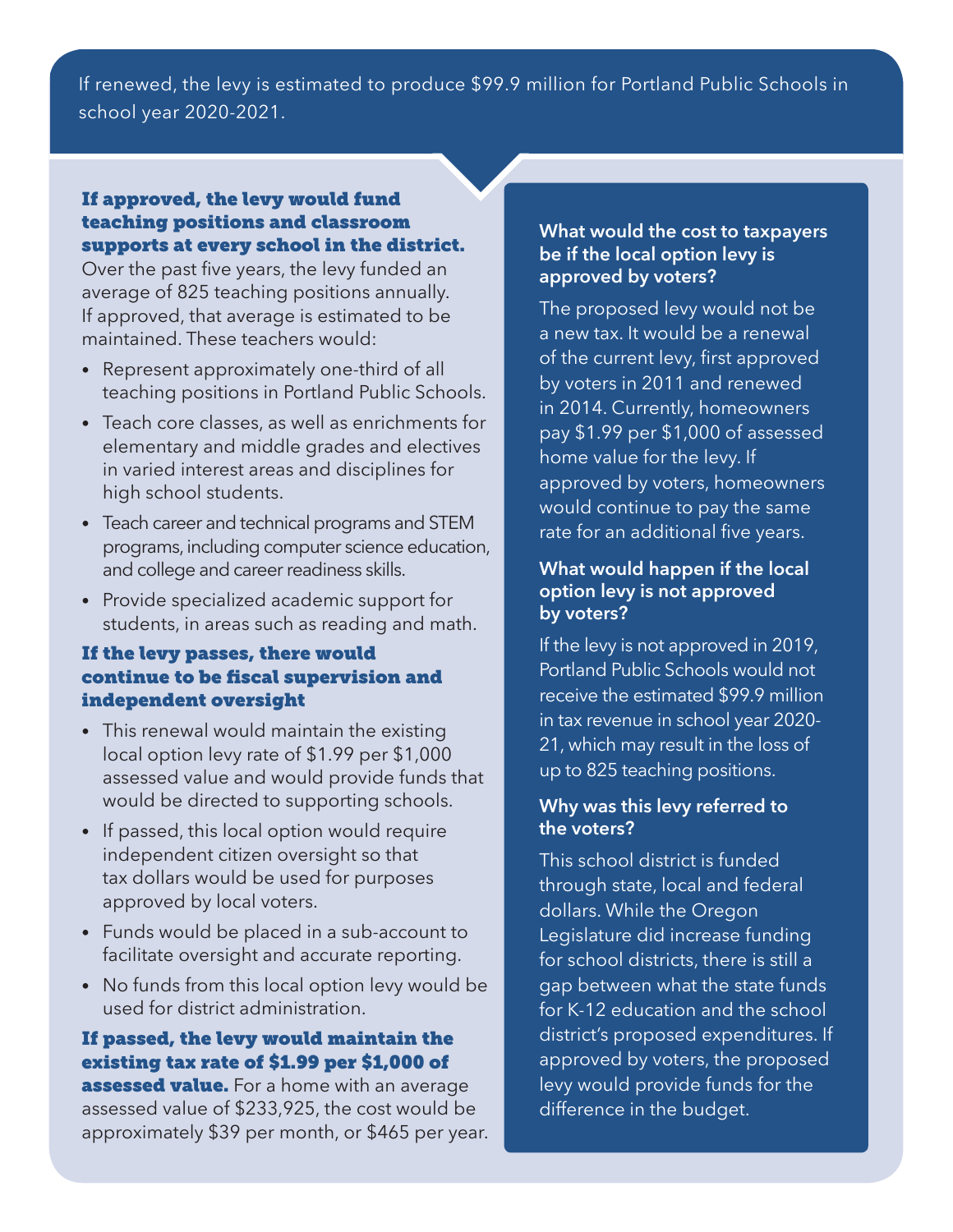If renewed, the levy is estimated to produce $99.9 million for Portland Public Schools in school year 2020-2021.

**If approved, the levy would fund teaching positions and classroom supports at every school in the district.** Over the past five years, the levy funded an average of 825 teaching positions annually. If approved, that average is estimated to be maintained. These teachers would:

- Represent approximately one-third of all teaching positions in Portland Public Schools.
- Teach core classes, as well as enrichments for elementary and middle grades and electives in varied interest areas and disciplines for high school students.
- Teach career and technical programs and STEM programs, including computer science education, and college and career readiness skills.
- Provide specialized academic support for students, in areas such as reading and math.

**If the levy passes, there would continue to be fiscal supervision and independent oversight**

- This renewal would maintain the existing local option levy rate of $1.99 per $1,000 assessed value and would provide funds that would be directed to supporting schools.
- If passed, this local option would require independent citizen oversight so that tax dollars would be used for purposes approved by local voters.
- Funds would be placed in a sub-account to facilitate oversight and accurate reporting.
- No funds from this local option levy would be used for district administration.

**If passed, the levy would maintain the existing tax rate of $1.99 per $1,000 of assessed value.** For a home with an average assessed value of $233,925, the cost would be approximately $39 per month, or $465 per year.

**What would the cost to taxpayers be if the local option levy is approved by voters?**

The proposed levy would not be a new tax. It would be a renewal of the current levy, first approved by voters in 2011 and renewed in 2014. Currently, homeowners pay $1.99 per $1,000 of assessed home value for the levy. If approved by voters, homeowners would continue to pay the same rate for an additional five years.

**What would happen if the local option levy is not approved by voters?**

If the levy is not approved in 2019, Portland Public Schools would not receive the estimated $99.9 million in tax revenue in school year 2020-21, which may result in the loss of up to 825 teaching positions.

**Why was this levy referred to the voters?**

This school district is funded through state, local and federal dollars. While the Oregon Legislature did increase funding for school districts, there is still a gap between what the state funds for K-12 education and the school district's proposed expenditures. If approved by voters, the proposed levy would provide funds for the difference in the budget.